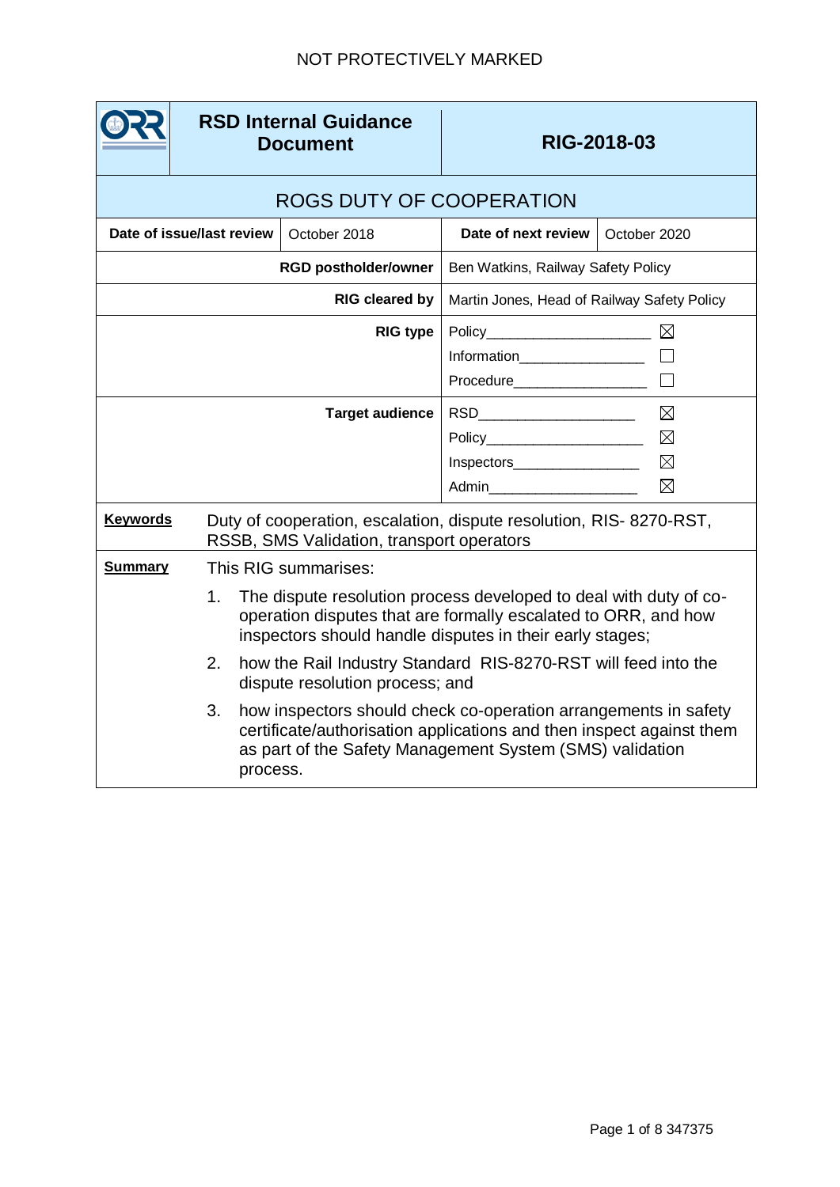NOT PROTECTIVELY MARKED

| ORR | RSD Internal Guidance Document | RIG-2018-03 | |
|---|---|---|---|
| **ROGS DUTY OF COOPERATION** | | | |
| **Date of issue/last review** | October 2018 | **Date of next review** | October 2020 |
| **RGD postholder/owner** | | Ben Watkins, Railway Safety Policy | |
| **RIG cleared by** | | Martin Jones, Head of Railway Safety Policy | |
| **RIG type** | | Policy ☒<br>Information ☐<br>Procedure ☐ | |
| **Target audience** | | RSD ☒<br>Policy ☒<br>Inspectors ☒<br>Admin ☒ | |

**Keywords** Duty of cooperation, escalation, dispute resolution, RIS- 8270-RST, RSSB, SMS Validation, transport operators

**Summary** This RIG summarises:

1. The dispute resolution process developed to deal with duty of co-operation disputes that are formally escalated to ORR, and how inspectors should handle disputes in their early stages;
2. how the Rail Industry Standard RIS-8270-RST will feed into the dispute resolution process; and
3. how inspectors should check co-operation arrangements in safety certificate/authorisation applications and then inspect against them as part of the Safety Management System (SMS) validation process.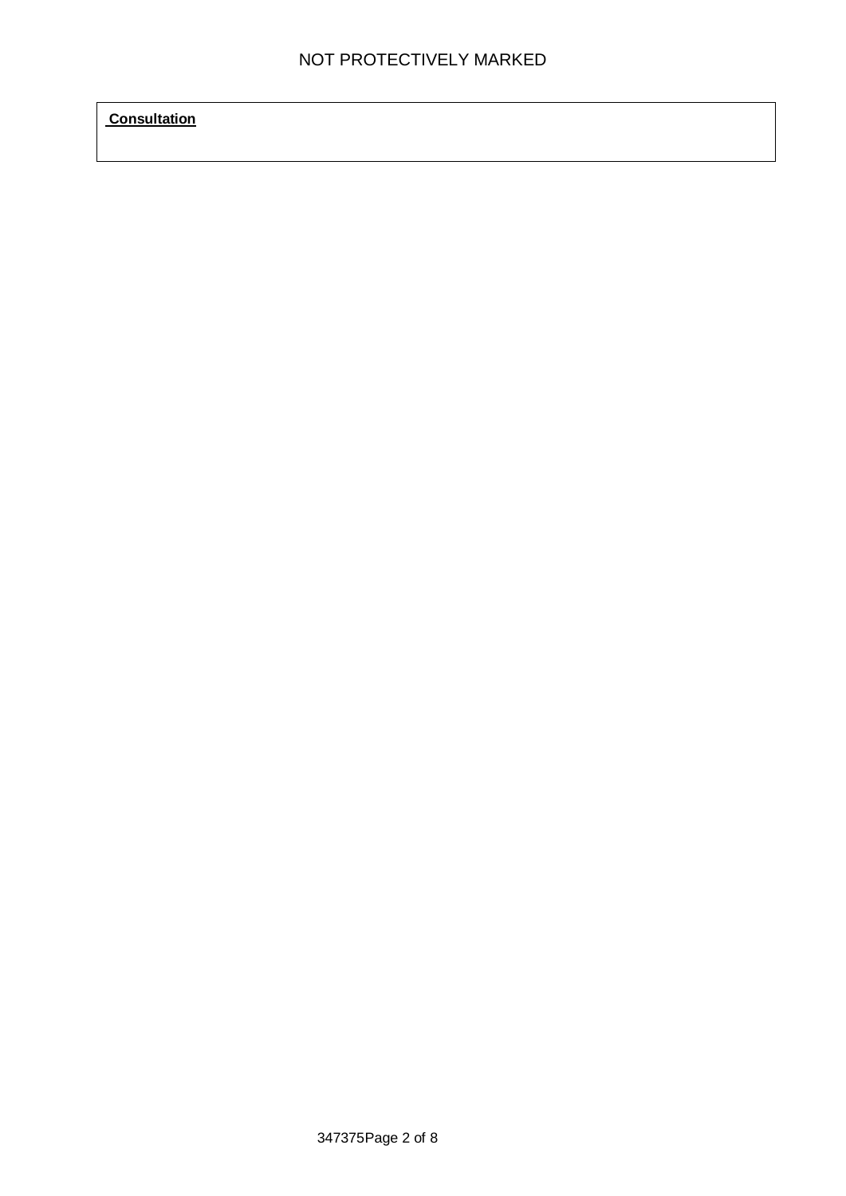**Consultation**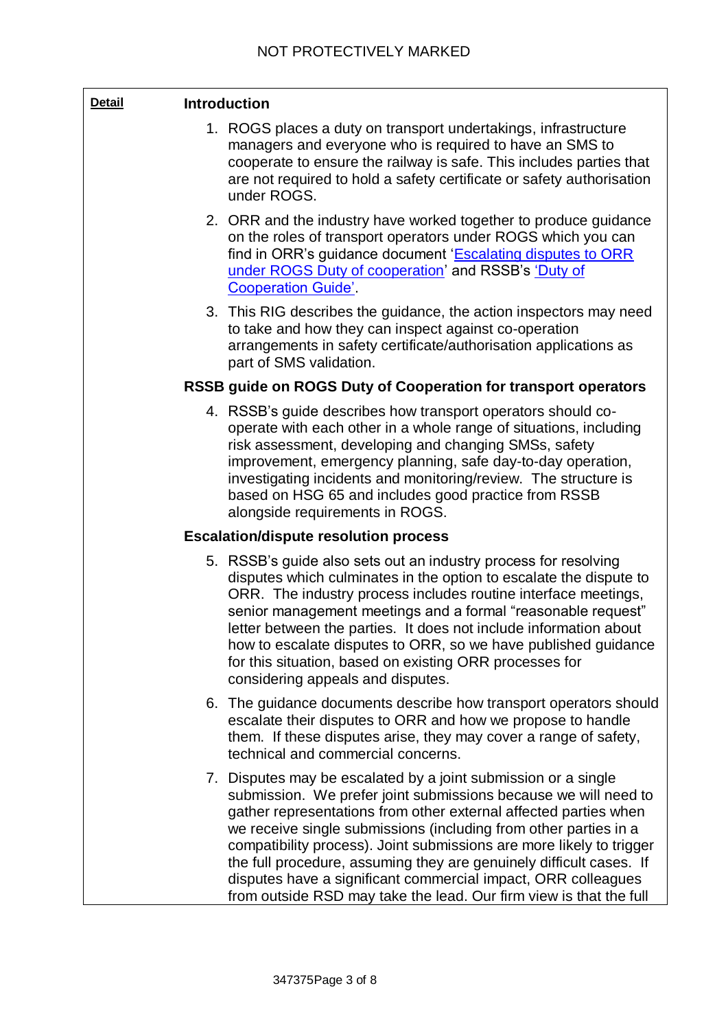**Detail**

## Introduction

1. ROGS places a duty on transport undertakings, infrastructure managers and everyone who is required to have an SMS to cooperate to ensure the railway is safe. This includes parties that are not required to hold a safety certificate or safety authorisation under ROGS.
2. ORR and the industry have worked together to produce guidance on the roles of transport operators under ROGS which you can find in ORR's guidance document '[Escalating disputes to ORR under ROGS Duty of cooperation]()' and RSSB's '[Duty of Cooperation Guide]()'.
3. This RIG describes the guidance, the action inspectors may need to take and how they can inspect against co-operation arrangements in safety certificate/authorisation applications as part of SMS validation.

## RSSB guide on ROGS Duty of Cooperation for transport operators

4. RSSB's guide describes how transport operators should co-operate with each other in a whole range of situations, including risk assessment, developing and changing SMSs, safety improvement, emergency planning, safe day-to-day operation, investigating incidents and monitoring/review. The structure is based on HSG 65 and includes good practice from RSSB alongside requirements in ROGS.

## Escalation/dispute resolution process

5. RSSB's guide also sets out an industry process for resolving disputes which culminates in the option to escalate the dispute to ORR. The industry process includes routine interface meetings, senior management meetings and a formal "reasonable request" letter between the parties. It does not include information about how to escalate disputes to ORR, so we have published guidance for this situation, based on existing ORR processes for considering appeals and disputes.
6. The guidance documents describe how transport operators should escalate their disputes to ORR and how we propose to handle them. If these disputes arise, they may cover a range of safety, technical and commercial concerns.
7. Disputes may be escalated by a joint submission or a single submission. We prefer joint submissions because we will need to gather representations from other external affected parties when we receive single submissions (including from other parties in a compatibility process). Joint submissions are more likely to trigger the full procedure, assuming they are genuinely difficult cases. If disputes have a significant commercial impact, ORR colleagues from outside RSD may take the lead. Our firm view is that the full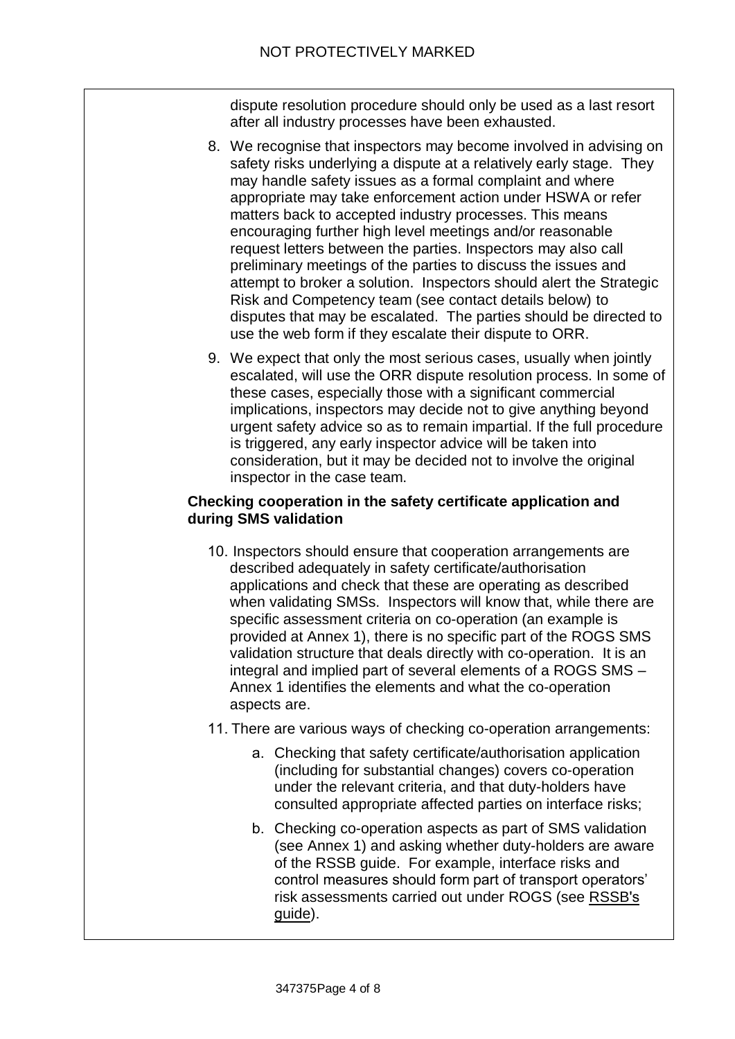dispute resolution procedure should only be used as a last resort after all industry processes have been exhausted.

8. We recognise that inspectors may become involved in advising on safety risks underlying a dispute at a relatively early stage. They may handle safety issues as a formal complaint and where appropriate may take enforcement action under HSWA or refer matters back to accepted industry processes. This means encouraging further high level meetings and/or reasonable request letters between the parties. Inspectors may also call preliminary meetings of the parties to discuss the issues and attempt to broker a solution. Inspectors should alert the Strategic Risk and Competency team (see contact details below) to disputes that may be escalated. The parties should be directed to use the web form if they escalate their dispute to ORR.

9. We expect that only the most serious cases, usually when jointly escalated, will use the ORR dispute resolution process. In some of these cases, especially those with a significant commercial implications, inspectors may decide not to give anything beyond urgent safety advice so as to remain impartial. If the full procedure is triggered, any early inspector advice will be taken into consideration, but it may be decided not to involve the original inspector in the case team.

**Checking cooperation in the safety certificate application and during SMS validation**

10. Inspectors should ensure that cooperation arrangements are described adequately in safety certificate/authorisation applications and check that these are operating as described when validating SMSs. Inspectors will know that, while there are specific assessment criteria on co-operation (an example is provided at Annex 1), there is no specific part of the ROGS SMS validation structure that deals directly with co-operation. It is an integral and implied part of several elements of a ROGS SMS – Annex 1 identifies the elements and what the co-operation aspects are.

11. There are various ways of checking co-operation arrangements:

    a. Checking that safety certificate/authorisation application (including for substantial changes) covers co-operation under the relevant criteria, and that duty-holders have consulted appropriate affected parties on interface risks;

    b. Checking co-operation aspects as part of SMS validation (see Annex 1) and asking whether duty-holders are aware of the RSSB guide. For example, interface risks and control measures should form part of transport operators' risk assessments carried out under ROGS (see RSSB's guide).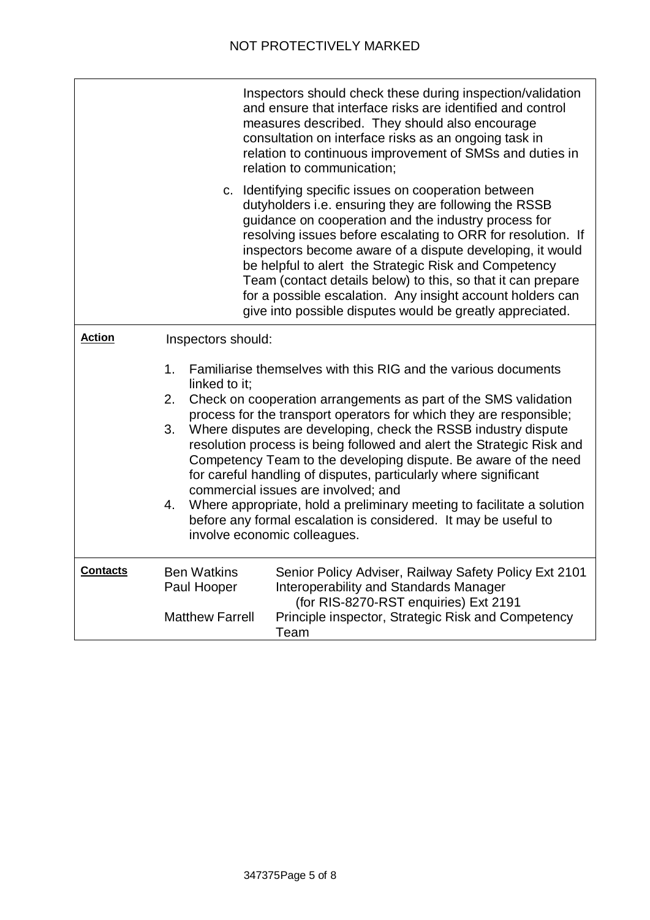|  |  |
|---|---|
|  | Inspectors should check these during inspection/validation and ensure that interface risks are identified and control measures described. They should also encourage consultation on interface risks as an ongoing task in relation to continuous improvement of SMSs and duties in relation to communication;<br><br>c. Identifying specific issues on cooperation between dutyholders i.e. ensuring they are following the RSSB guidance on cooperation and the industry process for resolving issues before escalating to ORR for resolution. If inspectors become aware of a dispute developing, it would be helpful to alert the Strategic Risk and Competency Team (contact details below) to this, so that it can prepare for a possible escalation. Any insight account holders can give into possible disputes would be greatly appreciated. |
| **Action** | Inspectors should:<br><br>1. Familiarise themselves with this RIG and the various documents linked to it;<br>2. Check on cooperation arrangements as part of the SMS validation process for the transport operators for which they are responsible;<br>3. Where disputes are developing, check the RSSB industry dispute resolution process is being followed and alert the Strategic Risk and Competency Team to the developing dispute. Be aware of the need for careful handling of disputes, particularly where significant commercial issues are involved; and<br>4. Where appropriate, hold a preliminary meeting to facilitate a solution before any formal escalation is considered. It may be useful to involve economic colleagues. |
| **Contacts** | Ben Watkins — Senior Policy Adviser, Railway Safety Policy Ext 2101<br>Paul Hooper — Interoperability and Standards Manager (for RIS-8270-RST enquiries) Ext 2191<br>Matthew Farrell — Principle inspector, Strategic Risk and Competency Team |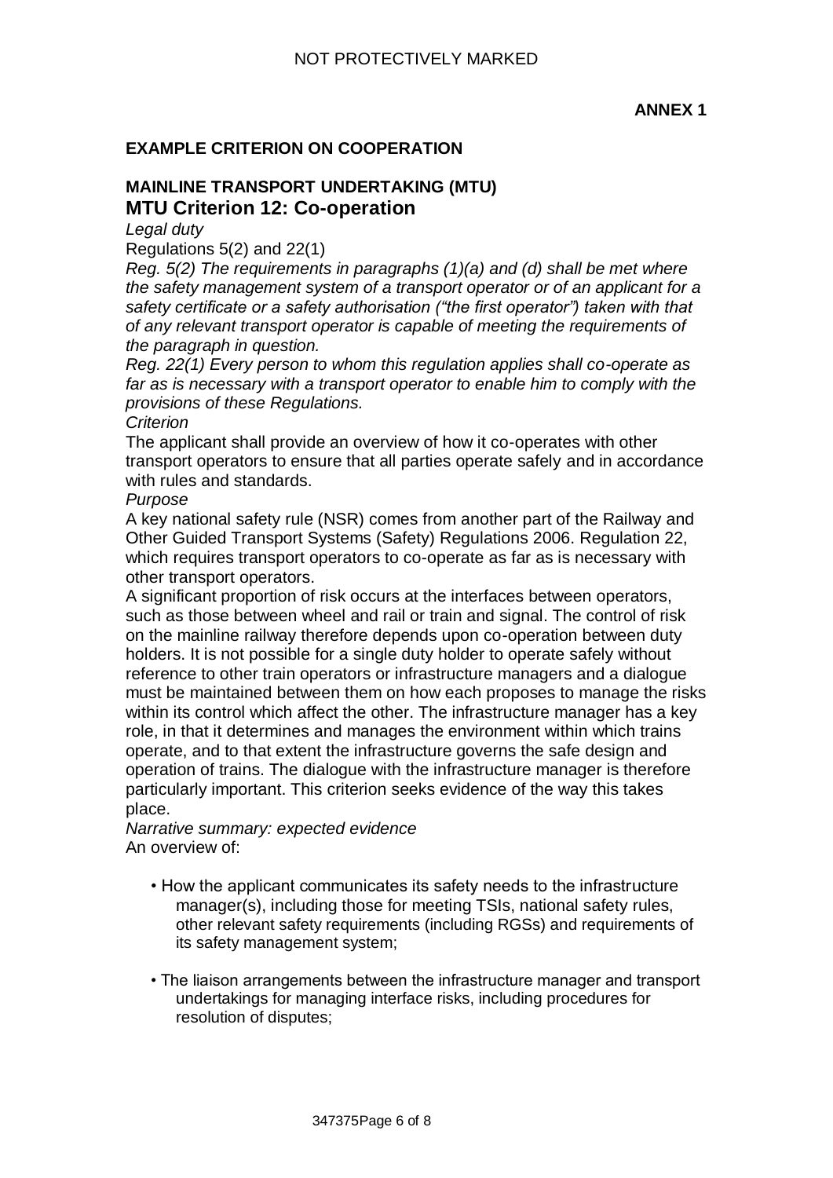**ANNEX 1**

## EXAMPLE CRITERION ON COOPERATION

### MAINLINE TRANSPORT UNDERTAKING (MTU)

### MTU Criterion 12: Co-operation

*Legal duty*

Regulations 5(2) and 22(1)

*Reg. 5(2) The requirements in paragraphs (1)(a) and (d) shall be met where the safety management system of a transport operator or of an applicant for a safety certificate or a safety authorisation ("the first operator") taken with that of any relevant transport operator is capable of meeting the requirements of the paragraph in question.*

*Reg. 22(1) Every person to whom this regulation applies shall co-operate as far as is necessary with a transport operator to enable him to comply with the provisions of these Regulations.*

*Criterion*

The applicant shall provide an overview of how it co-operates with other transport operators to ensure that all parties operate safely and in accordance with rules and standards.

*Purpose*

A key national safety rule (NSR) comes from another part of the Railway and Other Guided Transport Systems (Safety) Regulations 2006. Regulation 22, which requires transport operators to co-operate as far as is necessary with other transport operators.

A significant proportion of risk occurs at the interfaces between operators, such as those between wheel and rail or train and signal. The control of risk on the mainline railway therefore depends upon co-operation between duty holders. It is not possible for a single duty holder to operate safely without reference to other train operators or infrastructure managers and a dialogue must be maintained between them on how each proposes to manage the risks within its control which affect the other. The infrastructure manager has a key role, in that it determines and manages the environment within which trains operate, and to that extent the infrastructure governs the safe design and operation of trains. The dialogue with the infrastructure manager is therefore particularly important. This criterion seeks evidence of the way this takes place.

*Narrative summary: expected evidence*

An overview of:

- How the applicant communicates its safety needs to the infrastructure manager(s), including those for meeting TSIs, national safety rules, other relevant safety requirements (including RGSs) and requirements of its safety management system;
- The liaison arrangements between the infrastructure manager and transport undertakings for managing interface risks, including procedures for resolution of disputes;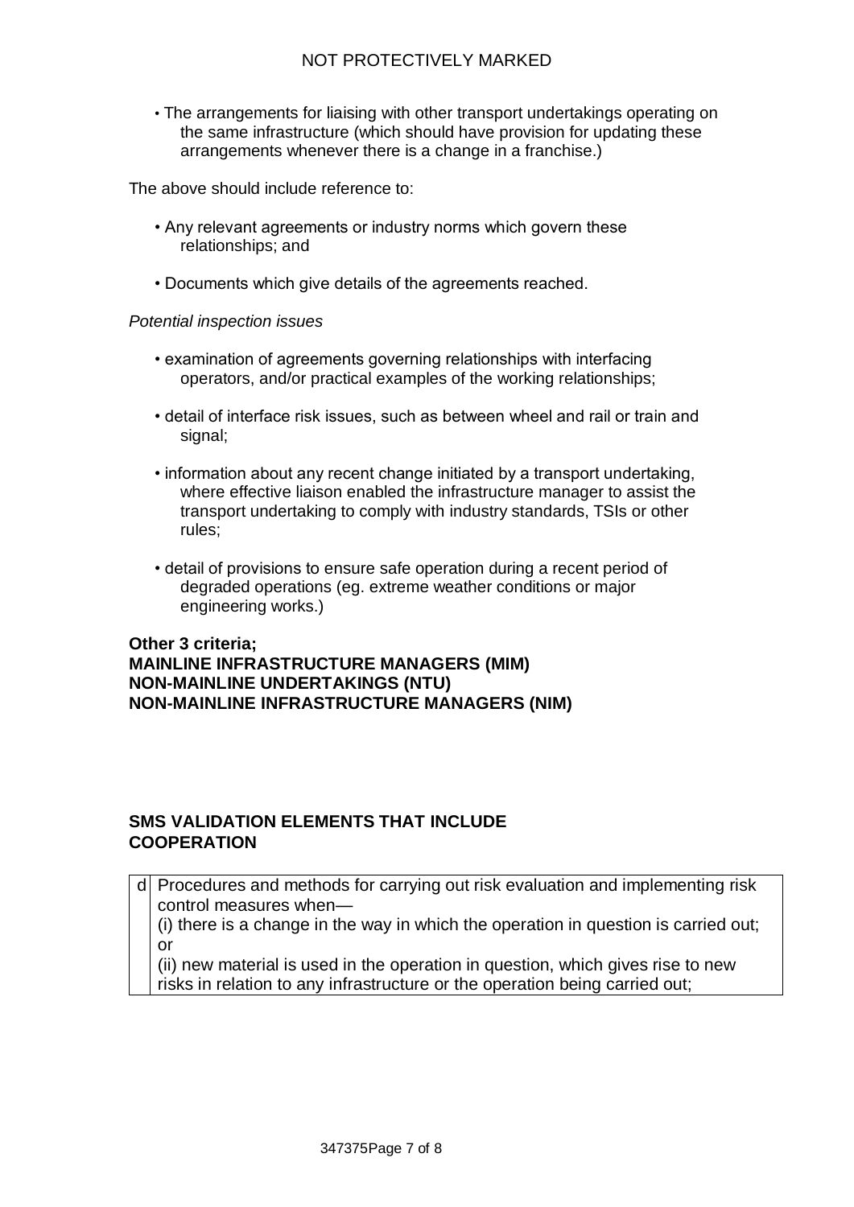- The arrangements for liaising with other transport undertakings operating on the same infrastructure (which should have provision for updating these arrangements whenever there is a change in a franchise.)

The above should include reference to:

- Any relevant agreements or industry norms which govern these relationships; and
- Documents which give details of the agreements reached.

*Potential inspection issues*

- examination of agreements governing relationships with interfacing operators, and/or practical examples of the working relationships;
- detail of interface risk issues, such as between wheel and rail or train and signal;
- information about any recent change initiated by a transport undertaking, where effective liaison enabled the infrastructure manager to assist the transport undertaking to comply with industry standards, TSIs or other rules;
- detail of provisions to ensure safe operation during a recent period of degraded operations (eg. extreme weather conditions or major engineering works.)

**Other 3 criteria;**
**MAINLINE INFRASTRUCTURE MANAGERS (MIM)**
**NON-MAINLINE UNDERTAKINGS (NTU)**
**NON-MAINLINE INFRASTRUCTURE MANAGERS (NIM)**

**SMS VALIDATION ELEMENTS THAT INCLUDE COOPERATION**

| | |
|---|---|
| d | Procedures and methods for carrying out risk evaluation and implementing risk control measures when—<br>(i) there is a change in the way in which the operation in question is carried out; or<br>(ii) new material is used in the operation in question, which gives rise to new risks in relation to any infrastructure or the operation being carried out; |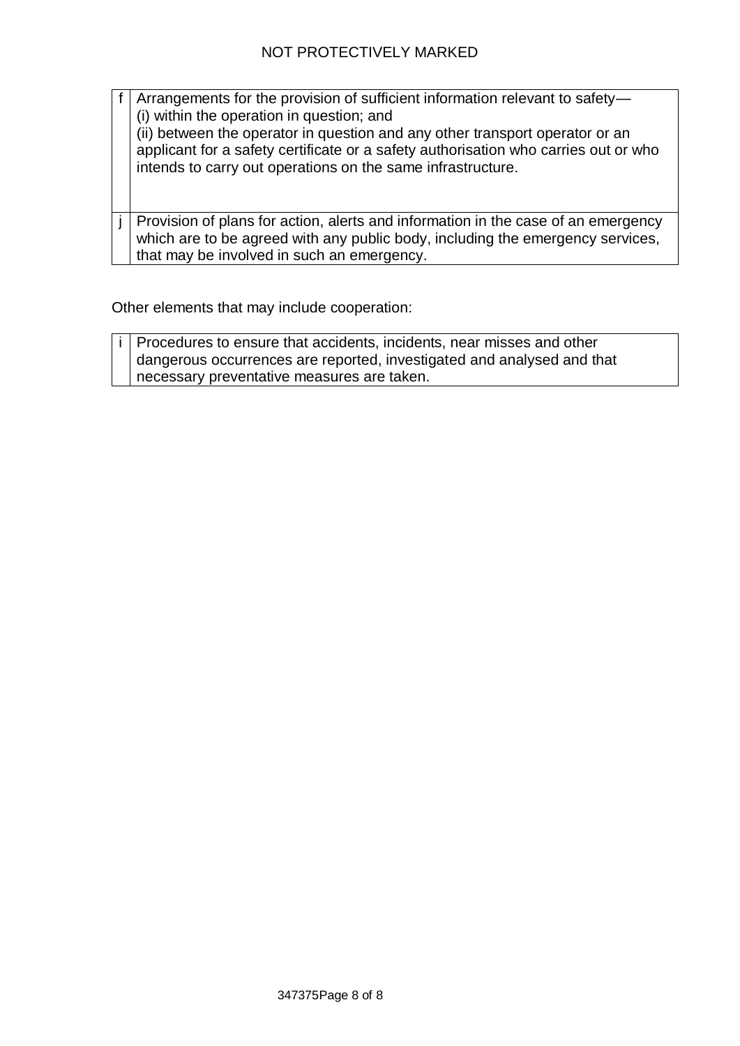| | |
|---|---|
| f | Arrangements for the provision of sufficient information relevant to safety—<br>(i) within the operation in question; and<br>(ii) between the operator in question and any other transport operator or an applicant for a safety certificate or a safety authorisation who carries out or who intends to carry out operations on the same infrastructure. |
| j | Provision of plans for action, alerts and information in the case of an emergency which are to be agreed with any public body, including the emergency services, that may be involved in such an emergency. |

Other elements that may include cooperation:

| | |
|---|---|
| i | Procedures to ensure that accidents, incidents, near misses and other dangerous occurrences are reported, investigated and analysed and that necessary preventative measures are taken. |